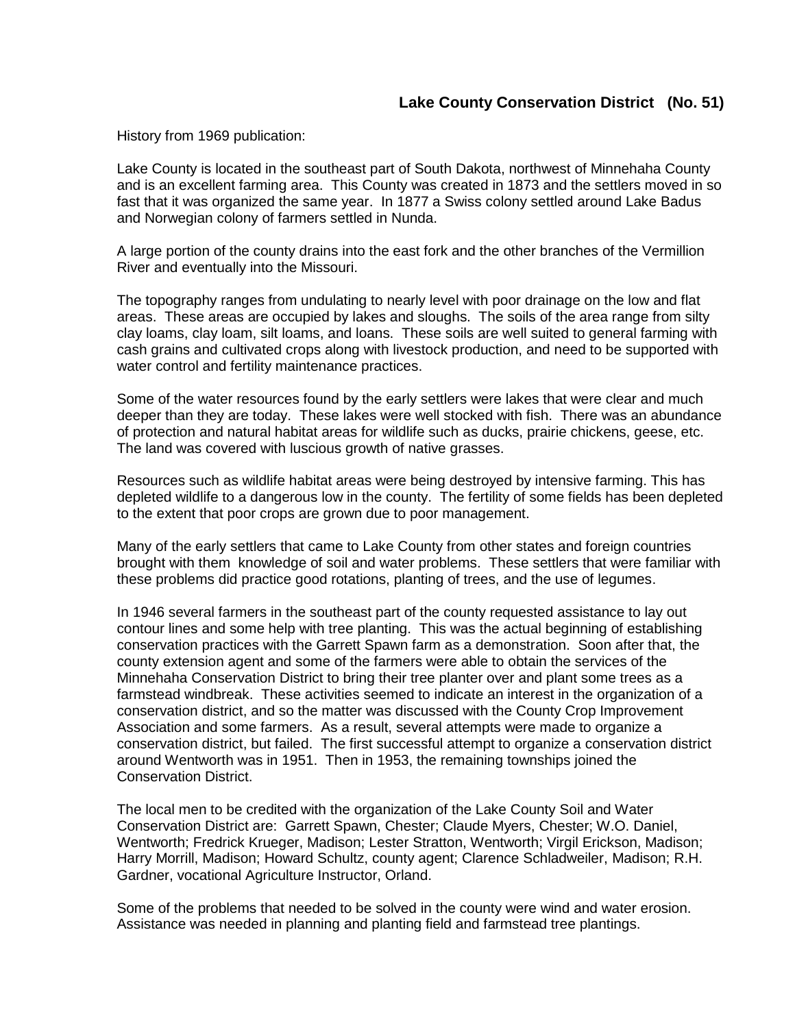# Lake County Conservation District (No. 51)

History from 1969 publication:

Lake County is located in the southeast part of South Dakota, northwest of Minnehaha County and is an excellent farming area. This County was created in 1873 and the settlers moved in so fast that it was organized the same year. In 1877 a Swiss colony settled around Lake Badus and Norwegian colony of farmers settled in Nunda.

A large portion of the county drains into the east fork and the other branches of the Vermillion River and eventually into the Missouri.

The topography ranges from undulating to nearly level with poor drainage on the low and flat areas. These areas are occupied by lakes and sloughs. The soils of the area range from silty clay loams, clay loam, silt loams, and loans. These soils are well suited to general farming with cash grains and cultivated crops along with livestock production, and need to be supported with water control and fertility maintenance practices.

Some of the water resources found by the early settlers were lakes that were clear and much deeper than they are today. These lakes were well stocked with fish. There was an abundance of protection and natural habitat areas for wildlife such as ducks, prairie chickens, geese, etc. The land was covered with luscious growth of native grasses.

Resources such as wildlife habitat areas were being destroyed by intensive farming. This has depleted wildlife to a dangerous low in the county. The fertility of some fields has been depleted to the extent that poor crops are grown due to poor management.

Many of the early settlers that came to Lake County from other states and foreign countries brought with them knowledge of soil and water problems. These settlers that were familiar with these problems did practice good rotations, planting of trees, and the use of legumes.

In 1946 several farmers in the southeast part of the county requested assistance to lay out contour lines and some help with tree planting. This was the actual beginning of establishing conservation practices with the Garrett Spawn farm as a demonstration. Soon after that, the county extension agent and some of the farmers were able to obtain the services of the Minnehaha Conservation District to bring their tree planter over and plant some trees as a farmstead windbreak. These activities seemed to indicate an interest in the organization of a conservation district, and so the matter was discussed with the County Crop Improvement Association and some farmers. As a result, several attempts were made to organize a conservation district, but failed. The first successful attempt to organize a conservation district around Wentworth was in 1951. Then in 1953, the remaining townships joined the Conservation District.

The local men to be credited with the organization of the Lake County Soil and Water Conservation District are: Garrett Spawn, Chester; Claude Myers, Chester; W.O. Daniel, Wentworth; Fredrick Krueger, Madison; Lester Stratton, Wentworth; Virgil Erickson, Madison; Harry Morrill, Madison; Howard Schultz, county agent; Clarence Schladweiler, Madison; R.H. Gardner, vocational Agriculture Instructor, Orland.

Some of the problems that needed to be solved in the county were wind and water erosion. Assistance was needed in planning and planting field and farmstead tree plantings.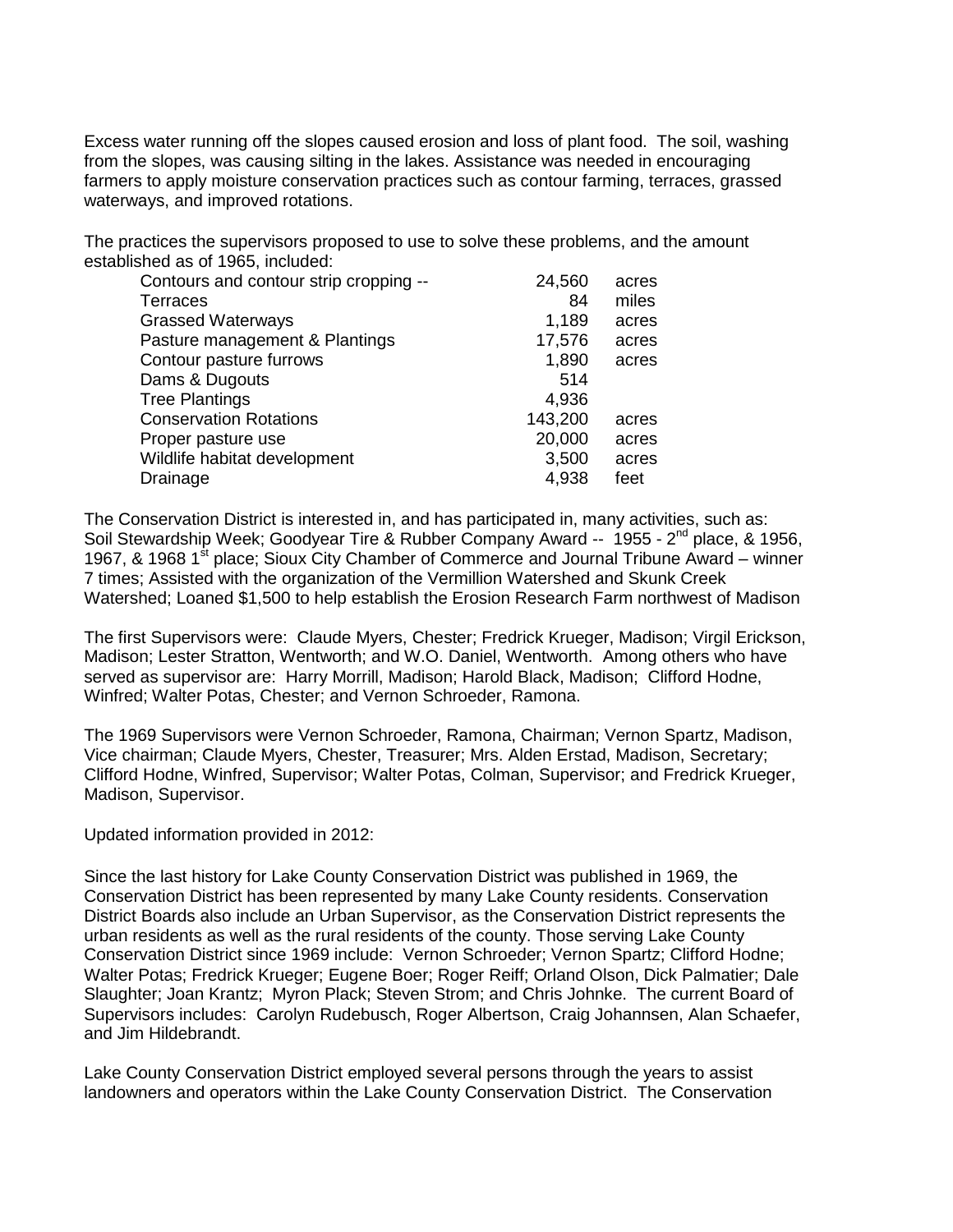Excess water running off the slopes caused erosion and loss of plant food. The soil, washing from the slopes, was causing silting in the lakes. Assistance was needed in encouraging farmers to apply moisture conservation practices such as contour farming, terraces, grassed waterways, and improved rotations.

The practices the supervisors proposed to use to solve these problems, and the amount established as of 1965, included:

| Practice | Amount | Unit |
|---|---|---|
| Contours and contour strip cropping -- | 24,560 | acres |
| Terraces | 84 | miles |
| Grassed Waterways | 1,189 | acres |
| Pasture management & Plantings | 17,576 | acres |
| Contour pasture furrows | 1,890 | acres |
| Dams & Dugouts | 514 | |
| Tree Plantings | 4,936 | |
| Conservation Rotations | 143,200 | acres |
| Proper pasture use | 20,000 | acres |
| Wildlife habitat development | 3,500 | acres |
| Drainage | 4,938 | feet |

The Conservation District is interested in, and has participated in, many activities, such as: Soil Stewardship Week; Goodyear Tire & Rubber Company Award -- 1955 - 2nd place, & 1956, 1967, & 1968 1st place; Sioux City Chamber of Commerce and Journal Tribune Award – winner 7 times; Assisted with the organization of the Vermillion Watershed and Skunk Creek Watershed; Loaned $1,500 to help establish the Erosion Research Farm northwest of Madison

The first Supervisors were: Claude Myers, Chester; Fredrick Krueger, Madison; Virgil Erickson, Madison; Lester Stratton, Wentworth; and W.O. Daniel, Wentworth. Among others who have served as supervisor are: Harry Morrill, Madison; Harold Black, Madison; Clifford Hodne, Winfred; Walter Potas, Chester; and Vernon Schroeder, Ramona.

The 1969 Supervisors were Vernon Schroeder, Ramona, Chairman; Vernon Spartz, Madison, Vice chairman; Claude Myers, Chester, Treasurer; Mrs. Alden Erstad, Madison, Secretary; Clifford Hodne, Winfred, Supervisor; Walter Potas, Colman, Supervisor; and Fredrick Krueger, Madison, Supervisor.

Updated information provided in 2012:

Since the last history for Lake County Conservation District was published in 1969, the Conservation District has been represented by many Lake County residents. Conservation District Boards also include an Urban Supervisor, as the Conservation District represents the urban residents as well as the rural residents of the county. Those serving Lake County Conservation District since 1969 include: Vernon Schroeder; Vernon Spartz; Clifford Hodne; Walter Potas; Fredrick Krueger; Eugene Boer; Roger Reiff; Orland Olson, Dick Palmatier; Dale Slaughter; Joan Krantz; Myron Plack; Steven Strom; and Chris Johnke. The current Board of Supervisors includes: Carolyn Rudebusch, Roger Albertson, Craig Johannsen, Alan Schaefer, and Jim Hildebrandt.

Lake County Conservation District employed several persons through the years to assist landowners and operators within the Lake County Conservation District. The Conservation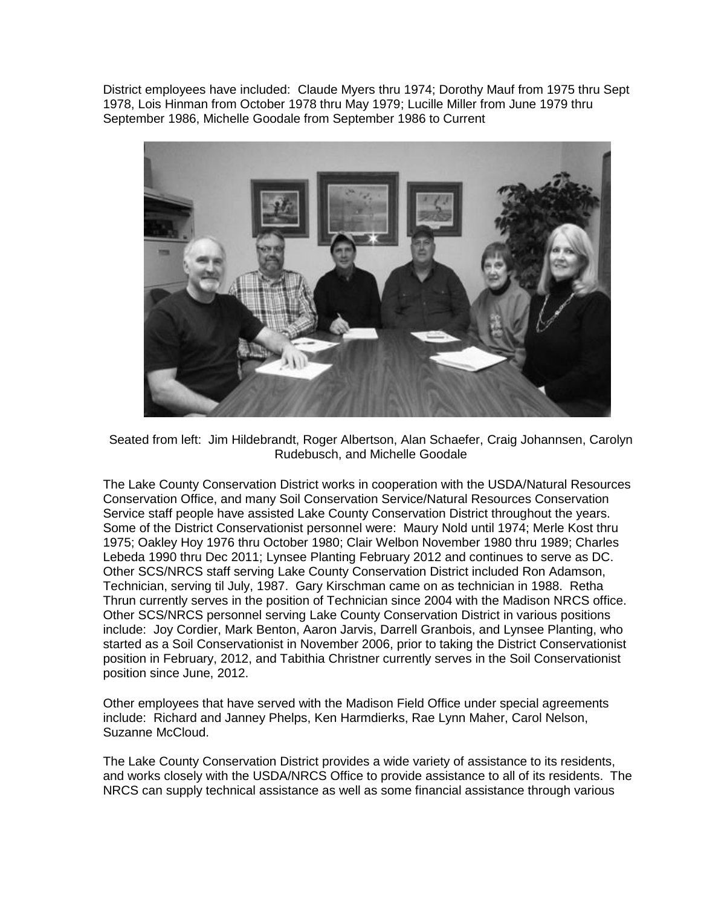District employees have included: Claude Myers thru 1974; Dorothy Mauf from 1975 thru Sept 1978, Lois Hinman from October 1978 thru May 1979; Lucille Miller from June 1979 thru September 1986, Michelle Goodale from September 1986 to Current

Seated from left: Jim Hildebrandt, Roger Albertson, Alan Schaefer, Craig Johannsen, Carolyn Rudebusch, and Michelle Goodale

The Lake County Conservation District works in cooperation with the USDA/Natural Resources Conservation Office, and many Soil Conservation Service/Natural Resources Conservation Service staff people have assisted Lake County Conservation District throughout the years. Some of the District Conservationist personnel were: Maury Nold until 1974; Merle Kost thru 1975; Oakley Hoy 1976 thru October 1980; Clair Welbon November 1980 thru 1989; Charles Lebeda 1990 thru Dec 2011; Lynsee Planting February 2012 and continues to serve as DC. Other SCS/NRCS staff serving Lake County Conservation District included Ron Adamson, Technician, serving til July, 1987. Gary Kirschman came on as technician in 1988. Retha Thrun currently serves in the position of Technician since 2004 with the Madison NRCS office. Other SCS/NRCS personnel serving Lake County Conservation District in various positions include: Joy Cordier, Mark Benton, Aaron Jarvis, Darrell Granbois, and Lynsee Planting, who started as a Soil Conservationist in November 2006, prior to taking the District Conservationist position in February, 2012, and Tabithia Christner currently serves in the Soil Conservationist position since June, 2012.

Other employees that have served with the Madison Field Office under special agreements include: Richard and Janney Phelps, Ken Harmdierks, Rae Lynn Maher, Carol Nelson, Suzanne McCloud.

The Lake County Conservation District provides a wide variety of assistance to its residents, and works closely with the USDA/NRCS Office to provide assistance to all of its residents. The NRCS can supply technical assistance as well as some financial assistance through various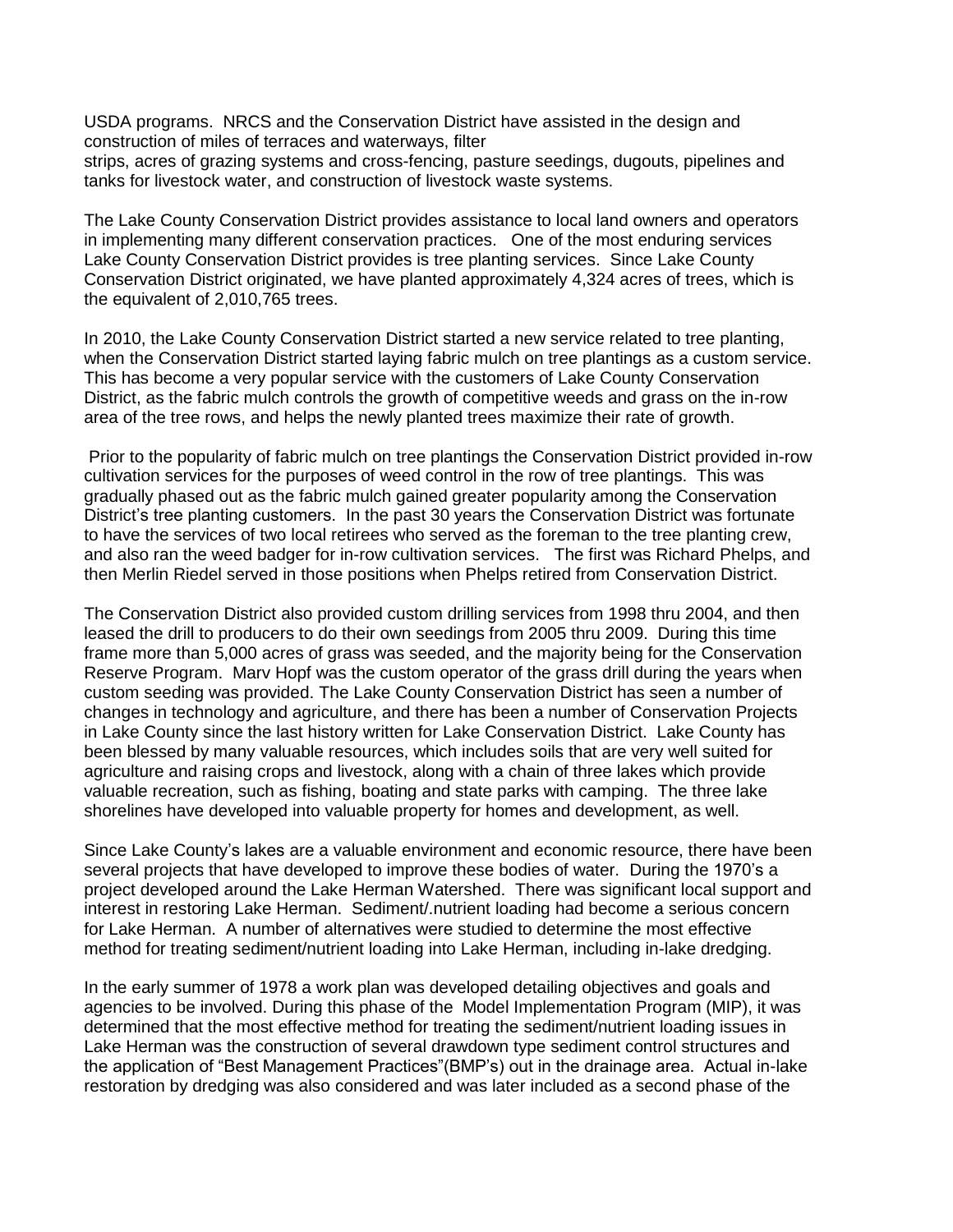USDA programs. NRCS and the Conservation District have assisted in the design and construction of miles of terraces and waterways, filter strips, acres of grazing systems and cross-fencing, pasture seedings, dugouts, pipelines and tanks for livestock water, and construction of livestock waste systems.

The Lake County Conservation District provides assistance to local land owners and operators in implementing many different conservation practices. One of the most enduring services Lake County Conservation District provides is tree planting services. Since Lake County Conservation District originated, we have planted approximately 4,324 acres of trees, which is the equivalent of 2,010,765 trees.

In 2010, the Lake County Conservation District started a new service related to tree planting, when the Conservation District started laying fabric mulch on tree plantings as a custom service. This has become a very popular service with the customers of Lake County Conservation District, as the fabric mulch controls the growth of competitive weeds and grass on the in-row area of the tree rows, and helps the newly planted trees maximize their rate of growth.

Prior to the popularity of fabric mulch on tree plantings the Conservation District provided in-row cultivation services for the purposes of weed control in the row of tree plantings. This was gradually phased out as the fabric mulch gained greater popularity among the Conservation District's tree planting customers. In the past 30 years the Conservation District was fortunate to have the services of two local retirees who served as the foreman to the tree planting crew, and also ran the weed badger for in-row cultivation services. The first was Richard Phelps, and then Merlin Riedel served in those positions when Phelps retired from Conservation District.

The Conservation District also provided custom drilling services from 1998 thru 2004, and then leased the drill to producers to do their own seedings from 2005 thru 2009. During this time frame more than 5,000 acres of grass was seeded, and the majority being for the Conservation Reserve Program. Marv Hopf was the custom operator of the grass drill during the years when custom seeding was provided. The Lake County Conservation District has seen a number of changes in technology and agriculture, and there has been a number of Conservation Projects in Lake County since the last history written for Lake Conservation District. Lake County has been blessed by many valuable resources, which includes soils that are very well suited for agriculture and raising crops and livestock, along with a chain of three lakes which provide valuable recreation, such as fishing, boating and state parks with camping. The three lake shorelines have developed into valuable property for homes and development, as well.

Since Lake County's lakes are a valuable environment and economic resource, there have been several projects that have developed to improve these bodies of water. During the 1970's a project developed around the Lake Herman Watershed. There was significant local support and interest in restoring Lake Herman. Sediment/.nutrient loading had become a serious concern for Lake Herman. A number of alternatives were studied to determine the most effective method for treating sediment/nutrient loading into Lake Herman, including in-lake dredging.

In the early summer of 1978 a work plan was developed detailing objectives and goals and agencies to be involved. During this phase of the Model Implementation Program (MIP), it was determined that the most effective method for treating the sediment/nutrient loading issues in Lake Herman was the construction of several drawdown type sediment control structures and the application of "Best Management Practices"(BMP's) out in the drainage area. Actual in-lake restoration by dredging was also considered and was later included as a second phase of the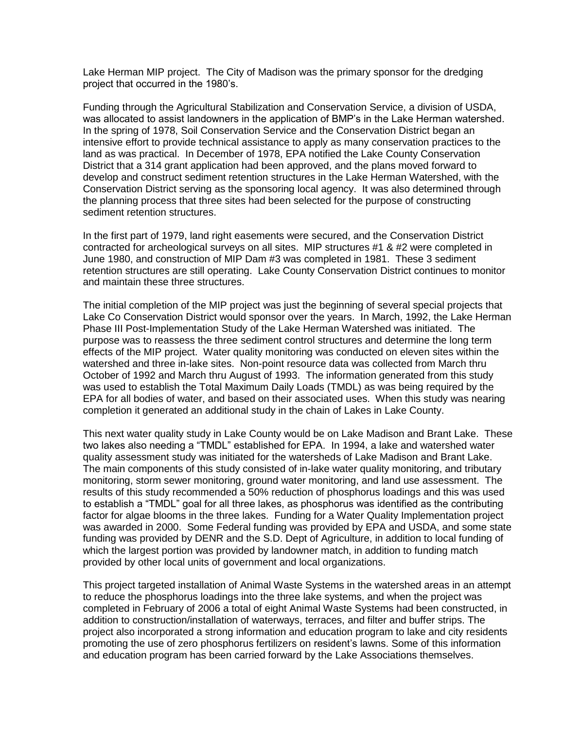Lake Herman MIP project. The City of Madison was the primary sponsor for the dredging project that occurred in the 1980's.

Funding through the Agricultural Stabilization and Conservation Service, a division of USDA, was allocated to assist landowners in the application of BMP's in the Lake Herman watershed. In the spring of 1978, Soil Conservation Service and the Conservation District began an intensive effort to provide technical assistance to apply as many conservation practices to the land as was practical. In December of 1978, EPA notified the Lake County Conservation District that a 314 grant application had been approved, and the plans moved forward to develop and construct sediment retention structures in the Lake Herman Watershed, with the Conservation District serving as the sponsoring local agency. It was also determined through the planning process that three sites had been selected for the purpose of constructing sediment retention structures.

In the first part of 1979, land right easements were secured, and the Conservation District contracted for archeological surveys on all sites. MIP structures #1 & #2 were completed in June 1980, and construction of MIP Dam #3 was completed in 1981. These 3 sediment retention structures are still operating. Lake County Conservation District continues to monitor and maintain these three structures.

The initial completion of the MIP project was just the beginning of several special projects that Lake Co Conservation District would sponsor over the years. In March, 1992, the Lake Herman Phase III Post-Implementation Study of the Lake Herman Watershed was initiated. The purpose was to reassess the three sediment control structures and determine the long term effects of the MIP project. Water quality monitoring was conducted on eleven sites within the watershed and three in-lake sites. Non-point resource data was collected from March thru October of 1992 and March thru August of 1993. The information generated from this study was used to establish the Total Maximum Daily Loads (TMDL) as was being required by the EPA for all bodies of water, and based on their associated uses. When this study was nearing completion it generated an additional study in the chain of Lakes in Lake County.

This next water quality study in Lake County would be on Lake Madison and Brant Lake. These two lakes also needing a "TMDL" established for EPA. In 1994, a lake and watershed water quality assessment study was initiated for the watersheds of Lake Madison and Brant Lake. The main components of this study consisted of in-lake water quality monitoring, and tributary monitoring, storm sewer monitoring, ground water monitoring, and land use assessment. The results of this study recommended a 50% reduction of phosphorus loadings and this was used to establish a "TMDL" goal for all three lakes, as phosphorus was identified as the contributing factor for algae blooms in the three lakes. Funding for a Water Quality Implementation project was awarded in 2000. Some Federal funding was provided by EPA and USDA, and some state funding was provided by DENR and the S.D. Dept of Agriculture, in addition to local funding of which the largest portion was provided by landowner match, in addition to funding match provided by other local units of government and local organizations.

This project targeted installation of Animal Waste Systems in the watershed areas in an attempt to reduce the phosphorus loadings into the three lake systems, and when the project was completed in February of 2006 a total of eight Animal Waste Systems had been constructed, in addition to construction/installation of waterways, terraces, and filter and buffer strips. The project also incorporated a strong information and education program to lake and city residents promoting the use of zero phosphorus fertilizers on resident's lawns. Some of this information and education program has been carried forward by the Lake Associations themselves.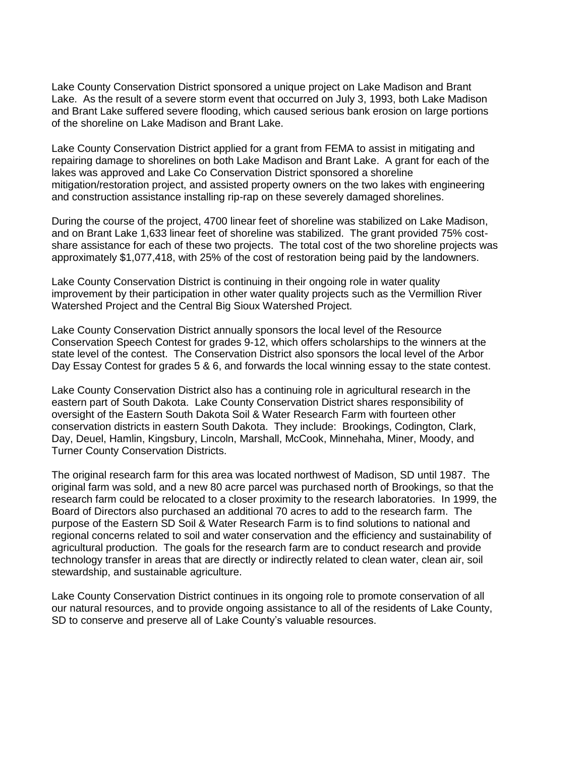Lake County Conservation District sponsored a unique project on Lake Madison and Brant Lake. As the result of a severe storm event that occurred on July 3, 1993, both Lake Madison and Brant Lake suffered severe flooding, which caused serious bank erosion on large portions of the shoreline on Lake Madison and Brant Lake.

Lake County Conservation District applied for a grant from FEMA to assist in mitigating and repairing damage to shorelines on both Lake Madison and Brant Lake. A grant for each of the lakes was approved and Lake Co Conservation District sponsored a shoreline mitigation/restoration project, and assisted property owners on the two lakes with engineering and construction assistance installing rip-rap on these severely damaged shorelines.

During the course of the project, 4700 linear feet of shoreline was stabilized on Lake Madison, and on Brant Lake 1,633 linear feet of shoreline was stabilized. The grant provided 75% cost-share assistance for each of these two projects. The total cost of the two shoreline projects was approximately $1,077,418, with 25% of the cost of restoration being paid by the landowners.

Lake County Conservation District is continuing in their ongoing role in water quality improvement by their participation in other water quality projects such as the Vermillion River Watershed Project and the Central Big Sioux Watershed Project.

Lake County Conservation District annually sponsors the local level of the Resource Conservation Speech Contest for grades 9-12, which offers scholarships to the winners at the state level of the contest. The Conservation District also sponsors the local level of the Arbor Day Essay Contest for grades 5 & 6, and forwards the local winning essay to the state contest.

Lake County Conservation District also has a continuing role in agricultural research in the eastern part of South Dakota. Lake County Conservation District shares responsibility of oversight of the Eastern South Dakota Soil & Water Research Farm with fourteen other conservation districts in eastern South Dakota. They include: Brookings, Codington, Clark, Day, Deuel, Hamlin, Kingsbury, Lincoln, Marshall, McCook, Minnehaha, Miner, Moody, and Turner County Conservation Districts.

The original research farm for this area was located northwest of Madison, SD until 1987. The original farm was sold, and a new 80 acre parcel was purchased north of Brookings, so that the research farm could be relocated to a closer proximity to the research laboratories. In 1999, the Board of Directors also purchased an additional 70 acres to add to the research farm. The purpose of the Eastern SD Soil & Water Research Farm is to find solutions to national and regional concerns related to soil and water conservation and the efficiency and sustainability of agricultural production. The goals for the research farm are to conduct research and provide technology transfer in areas that are directly or indirectly related to clean water, clean air, soil stewardship, and sustainable agriculture.

Lake County Conservation District continues in its ongoing role to promote conservation of all our natural resources, and to provide ongoing assistance to all of the residents of Lake County, SD to conserve and preserve all of Lake County's valuable resources.